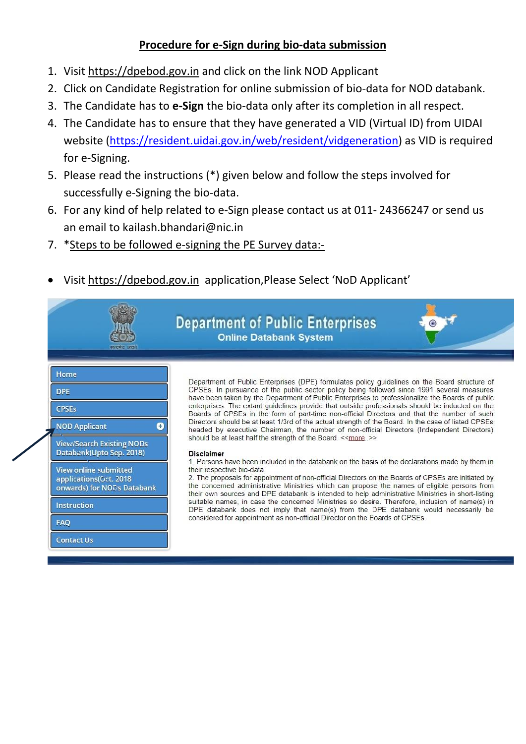# Procedure for e-Sign during bio-data submission

1. Visit https://dpebod.gov.in and click on the link NOD Applicant
2. Click on Candidate Registration for online submission of bio-data for NOD databank.
3. The Candidate has to **e-Sign** the bio-data only after its completion in all respect.
4. The Candidate has to ensure that they have generated a VID (Virtual ID) from UIDAI website (https://resident.uidai.gov.in/web/resident/vidgeneration) as VID is required for e-Signing.
5. Please read the instructions (*) given below and follow the steps involved for successfully e-Signing the bio-data.
6. For any kind of help related to e-Sign please contact us at 011- 24366247 or send us an email to kailash.bhandari@nic.in
7. *Steps to be followed e-signing the PE Survey data:-

- Visit https://dpebod.gov.in application,Please Select 'NoD Applicant'

Department of Public Enterprises
Online Databank System

- Home
- DPE
- CPSEs
- NOD Applicant
- View/Search Existing NODs Databank(Upto Sep. 2018)
- View online submitted applications(Oct. 2018 onwards) for NODs Databank
- Instruction
- FAQ
- Contact Us

Department of Public Enterprises (DPE) formulates policy guidelines on the Board structure of CPSEs. In pursuance of the public sector policy being followed since 1991 several measures have been taken by the Department of Public Enterprises to professionalize the Boards of public enterprises. The extant guidelines provide that outside professionals should be inducted on the Boards of CPSEs in the form of part-time non-official Directors and that the number of such Directors should be at least 1/3rd of the actual strength of the Board. In the case of listed CPSEs headed by executive Chairman, the number of non-official Directors (Independent Directors) should be at least half the strength of the Board. <<more..>>

**Disclaimer**

1. Persons have been included in the databank on the basis of the declarations made by them in their respective bio-data.
2. The proposals for appointment of non-official Directors on the Boards of CPSEs are initiated by the concerned administrative Ministries which can propose the names of eligible persons from their own sources and DPE databank is intended to help administrative Ministries in short-listing suitable names, in case the concerned Ministries so desire. Therefore, inclusion of name(s) in DPE databank does not imply that name(s) from the DPE databank would necessarily be considered for appointment as non-official Director on the Boards of CPSEs.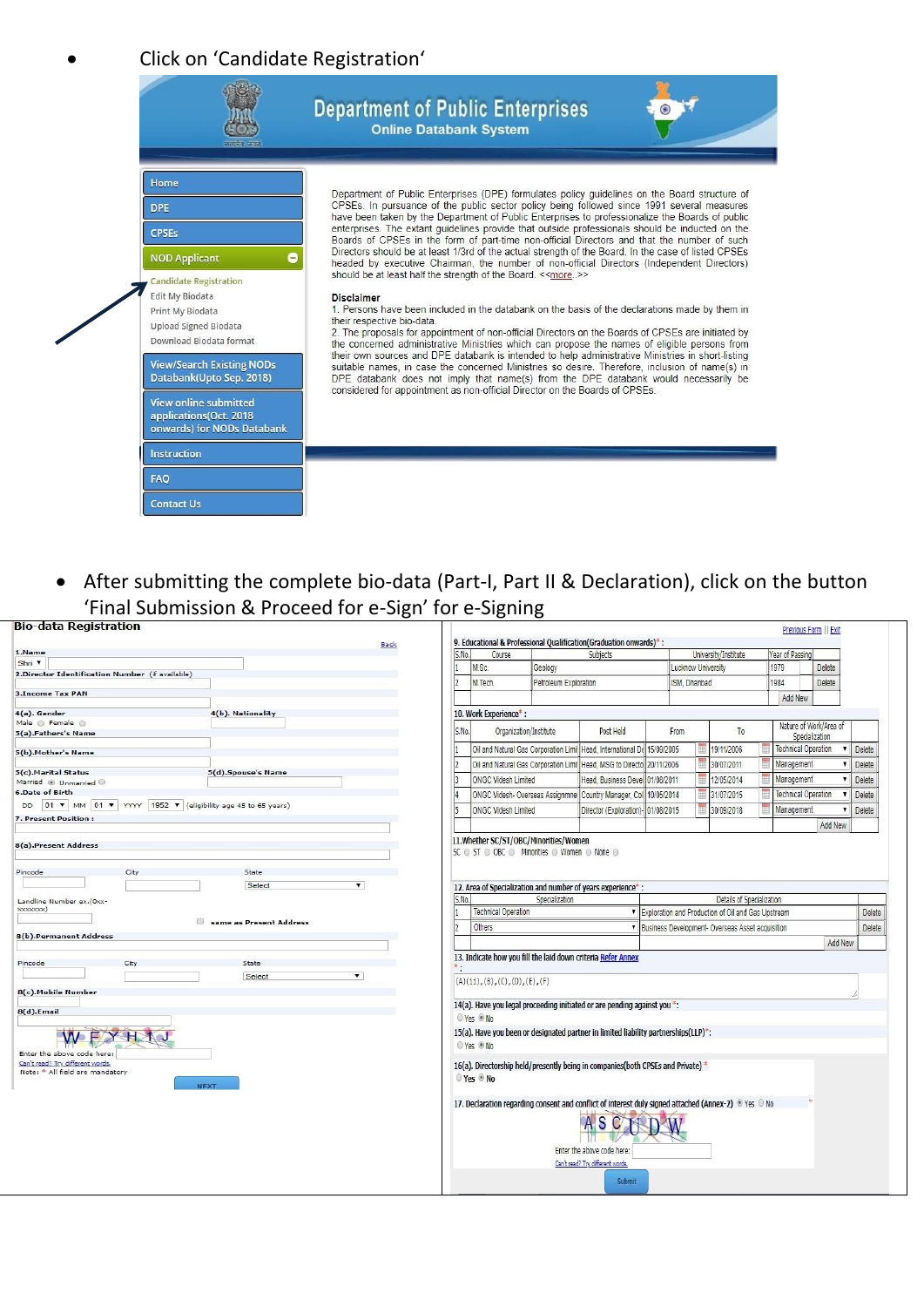- Click on 'Candidate Registration'

Department of Public Enterprises
Online Databank System

- Home
- DPE
- CPSEs
- NOD Applicant
  - Candidate Registration
  - Edit My Biodata
  - Print My Biodata
  - Upload Signed Biodata
  - Download Biodata format
- View/Search Existing NODs Databank(Upto Sep. 2018)
- View online submitted applications(Oct. 2018 onwards) for NODs Databank
- Instruction
- FAQ
- Contact Us

Department of Public Enterprises (DPE) formulates policy guidelines on the Board structure of CPSEs. In pursuance of the public sector policy being followed since 1991 several measures have been taken by the Department of Public Enterprises to professionalize the Boards of public enterprises. The extant guidelines provide that outside professionals should be inducted on the Boards of CPSEs in the form of part-time non-official Directors and that the number of such Directors should be at least 1/3rd of the actual strength of the Board. In the case of listed CPSEs headed by executive Chairman, the number of non-official Directors (Independent Directors) should be at least half the strength of the Board. <<more..>>

**Disclaimer**

1. Persons have been included in the databank on the basis of the declarations made by them in their respective bio-data.
2. The proposals for appointment of non-official Directors on the Boards of CPSEs are initiated by the concerned administrative Ministries which can propose the names of eligible persons from their own sources and DPE databank is intended to help administrative Ministries in short-listing suitable names, in case the concerned Ministries so desire. Therefore, inclusion of name(s) in DPE databank does not imply that name(s) from the DPE databank would necessarily be considered for appointment as non-official Director on the Boards of CPSEs.

- After submitting the complete bio-data (Part-I, Part II & Declaration), click on the button 'Final Submission & Proceed for e-Sign' for e-Signing

**Bio-data Registration**

Back

1.Name
Shri
2.Director Identification Number (if available)
3.Income Tax PAN
4(a). Gender — Male / Female
4(b). Nationality
5(a).Father's Name
5(b).Mother's Name
5(c).Marital Status — Married / Unmarried
5(d).Spouse's Name
6.Date of Birth — DD 01 MM 01 YYYY 1952 (eligibility age 45 to 65 years)
7. Present Position :
8(a).Present Address
Pincode — City — State: Select
Landline Number ex.(0xx-xxxxxxx)
same as Present Address
8(b).Permanent Address
Pincode — City — State: Select
8(c).Mobile Number
8(d).Email
Enter the above code here:
Can't read? Try different words.
Note: * All field are mandatory
NEXT

Previous Form || Exit

9. Educational & Professional Qualification(Graduation onwards)* :

| S.No. | Course | Subjects | University/Institute | Year of Passing | |
|---|---|---|---|---|---|
| 1 | M.Sc. | Geology | Lucknow University | 1979 | Delete |
| 2 | M.Tech. | Petroleum Exploration | ISM, Dhanbad | 1984 | Delete |

Add New

10. Work Experience* :

| S.No. | Organization/Institute | Post Held | From | To | Nature of Work/Area of Specialization | |
|---|---|---|---|---|---|---|
| 1 | Oil and Natural Gas Corporation Limi | Head, International Di | 15/09/2005 | 19/11/2006 | Technical Operation | Delete |
| 2 | Oil and Natural Gas Corporation Limi | Head, MSG to Directo | 20/11/2006 | 30/07/2011 | Management | Delete |
| 3 | ONGC Videsh Limited | Head, Business Devel | 01/08/2011 | 12/05/2014 | Management | Delete |
| 4 | ONGC Videsh- Overseas Assignmne | Country Manager, Col | 10/05/2014 | 31/07/2015 | Technical Operation | Delete |
| 5 | ONGC Videsh Limited | Director (Exploration)- | 01/08/2015 | 30/09/2018 | Management | Delete |

Add New

11.Whether SC/ST/OBC/Minorities/Women
SC / ST / OBC / Minorities / Women / None

12. Area of Specialization and number of years experience* :

| S.No. | Specialization | Details of Specialization | |
|---|---|---|---|
| 1 | Technical Operation | Exploration and Production of Oil and Gas Upstream | Delete |
| 2 | Others | Business Development- Overseas Asset acquisition | Delete |

Add New

13. Indicate how you fill the laid down criteria Refer Annex *:
(A)(ii),(B),(C),(D),(E),(F)

14(a). Have you legal proceeding initiated or are pending against you *:
Yes / No

15(a). Have you been or designated partner in limited liability partnerships(LLP)*:
Yes / No

16(a). Directorship held/presently being in companies(both CPSEs and Private) *
Yes / No

17. Declaration regarding consent and conflict of interest duly signed attached (Annex-2) Yes / No *

Enter the above code here:
Can't read? Try different words.

Submit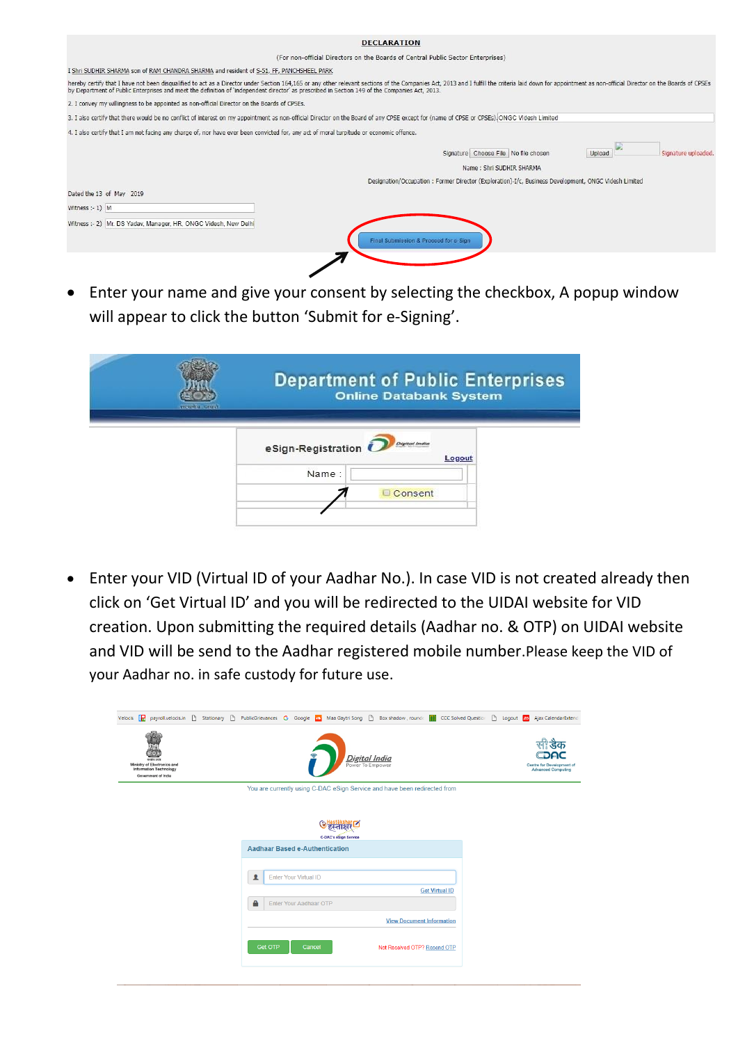**DECLARATION**

(For non-official Directors on the Boards of Central Public Sector Enterprises)

I Shri SUDHIR SHARMA son of RAM CHANDRA SHARMA and resident of S-51, FF, PANCHSHEEL PARK

hereby certify that I have not been disqualified to act as a Director under Section 164,165 or any other relevant sections of the Companies Act, 2013 and I fulfil the criteria laid down for appointment as non-official Director on the Boards of CPSEs by Department of Public Enterprises and meet the definition of 'independent director' as prescribed in Section 149 of the Companies Act, 2013.

2. I convey my willingness to be appointed as non-official Director on the Boards of CPSEs.

3. I also certify that there would be no conflict of interest on my appointment as non-official Director on the Board of any CPSE except for (name of CPSE or CPSEs) ONGC Videsh Limited

4. I also certify that I am not facing any charge of, nor have ever been convicted for, any act of moral turpitude or economic offence.

Signature Choose File No file chosen Upload Signature uploaded.

Name : Shri SUDHIR SHARMA

Designation/Occupation : Former Director (Exploration)-I/c, Business Development, ONGC Videsh Limited

Dated the 13 of May 2019

Witness :- 1) M

Witness :- 2) Mr. DS Yadav, Manager, HR, ONGC Videsh, New Delhi

Final Submission & Proceed for e-Sign

- Enter your name and give your consent by selecting the checkbox, A popup window will appear to click the button 'Submit for e-Signing'.

Department of Public Enterprises
Online Databank System

eSign-Registration
Logout
Name :
Consent

- Enter your VID (Virtual ID of your Aadhar No.). In case VID is not created already then click on 'Get Virtual ID' and you will be redirected to the UIDAI website for VID creation. Upon submitting the required details (Aadhar no. & OTP) on UIDAI website and VID will be send to the Aadhar registered mobile number.Please keep the VID of your Aadhar no. in safe custody for future use.

Digital India
Power To Empower

You are currently using C-DAC eSign Service and have been redirected from

Aadhaar Based e-Authentication

Enter Your Virtual ID
Get Virtual ID
Enter Your Aadhaar OTP
View Document Information
Get OTP Cancel Not Received OTP? Resend OTP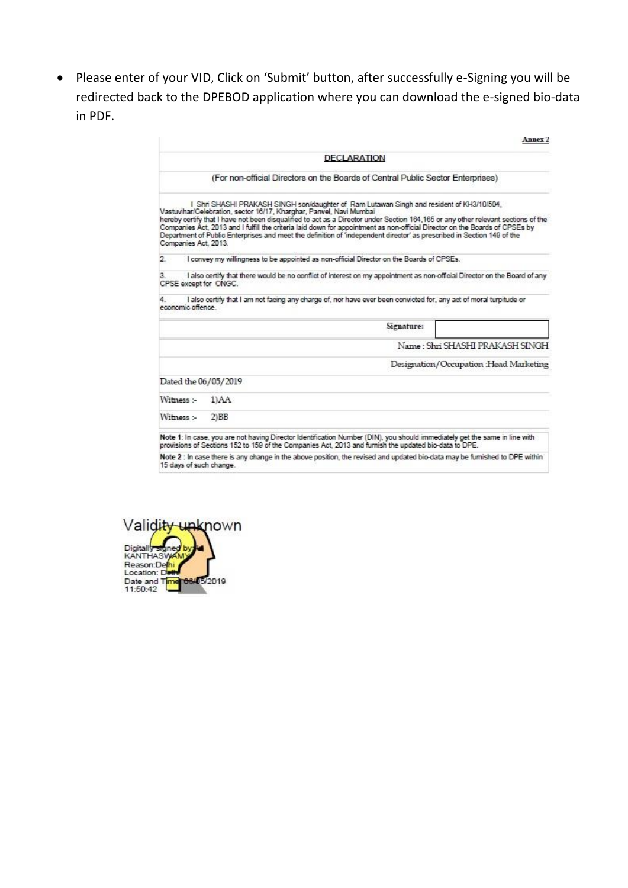- Please enter of your VID, Click on 'Submit' button, after successfully e-Signing you will be redirected back to the DPEBOD application where you can download the e-signed bio-data in PDF.

**Annex 2**

**DECLARATION**

(For non-official Directors on the Boards of Central Public Sector Enterprises)

I Shri SHASHI PRAKASH SINGH son/daughter of Ram Lutawan Singh and resident of KH3/10/504, Vastuvihar/Celebration, sector 16/17, Kharghar, Panvel, Navi Mumbai hereby certify that I have not been disqualified to act as a Director under Section 164,165 or any other relevant sections of the Companies Act, 2013 and I fulfill the criteria laid down for appointment as non-official Director on the Boards of CPSEs by Department of Public Enterprises and meet the definition of 'independent director' as prescribed in Section 149 of the Companies Act, 2013.

2. I convey my willingness to be appointed as non-official Director on the Boards of CPSEs.

3. I also certify that there would be no conflict of interest on my appointment as non-official Director on the Board of any CPSE except for ONGC.

4. I also certify that I am not facing any charge of, nor have ever been convicted for, any act of moral turpitude or economic offence.

Signature:

Name : Shri SHASHI PRAKASH SINGH

Designation/Occupation :Head Marketing

Dated the 06/05/2019

Witness :- 1)AA

Witness :- 2)BB

**Note 1**: In case, you are not having Director Identification Number (DIN), you should immediately get the same in line with provisions of Sections 152 to 159 of the Companies Act, 2013 and furnish the updated bio-data to DPE.

**Note 2** : In case there is any change in the above position, the revised and updated bio-data may be furnished to DPE within 15 days of such change.

Validity unknown

Digitally signed by KANTHASWAMY
Reason:Delhi
Location: Delhi
Date and Time 06/05/2019 11:50:42